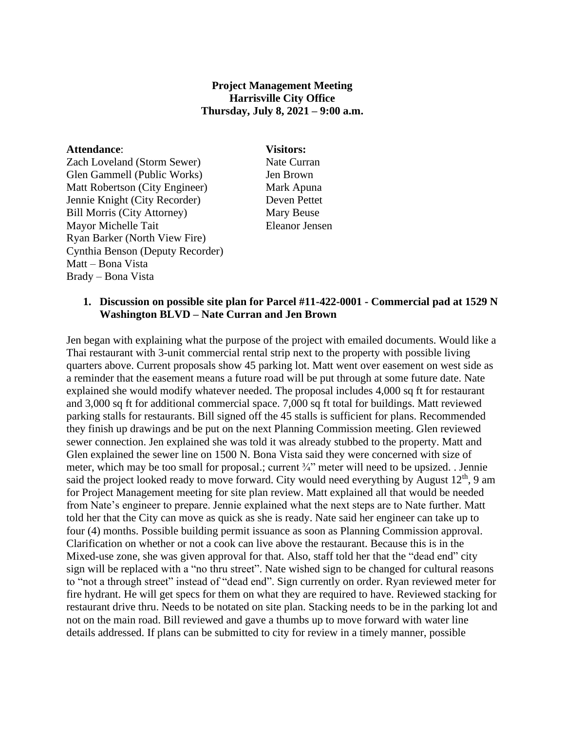**Project Management Meeting**
**Harrisville City Office**
**Thursday, July 8, 2021 – 9:00 a.m.**

**Attendance**:
Zach Loveland (Storm Sewer)
Glen Gammell (Public Works)
Matt Robertson (City Engineer)
Jennie Knight (City Recorder)
Bill Morris (City Attorney)
Mayor Michelle Tait
Ryan Barker (North View Fire)
Cynthia Benson (Deputy Recorder)
Matt – Bona Vista
Brady – Bona Vista

**Visitors:**
Nate Curran
Jen Brown
Mark Apuna
Deven Pettet
Mary Beuse
Eleanor Jensen

1. **Discussion on possible site plan for Parcel #11-422-0001 - Commercial pad at 1529 N Washington BLVD – Nate Curran and Jen Brown**

Jen began with explaining what the purpose of the project with emailed documents. Would like a Thai restaurant with 3-unit commercial rental strip next to the property with possible living quarters above. Current proposals show 45 parking lot. Matt went over easement on west side as a reminder that the easement means a future road will be put through at some future date. Nate explained she would modify whatever needed. The proposal includes 4,000 sq ft for restaurant and 3,000 sq ft for additional commercial space. 7,000 sq ft total for buildings. Matt reviewed parking stalls for restaurants. Bill signed off the 45 stalls is sufficient for plans. Recommended they finish up drawings and be put on the next Planning Commission meeting. Glen reviewed sewer connection. Jen explained she was told it was already stubbed to the property. Matt and Glen explained the sewer line on 1500 N. Bona Vista said they were concerned with size of meter, which may be too small for proposal.; current ¾" meter will need to be upsized. . Jennie said the project looked ready to move forward. City would need everything by August 12th, 9 am for Project Management meeting for site plan review. Matt explained all that would be needed from Nate's engineer to prepare. Jennie explained what the next steps are to Nate further. Matt told her that the City can move as quick as she is ready. Nate said her engineer can take up to four (4) months. Possible building permit issuance as soon as Planning Commission approval. Clarification on whether or not a cook can live above the restaurant. Because this is in the Mixed-use zone, she was given approval for that. Also, staff told her that the "dead end" city sign will be replaced with a "no thru street". Nate wished sign to be changed for cultural reasons to "not a through street" instead of "dead end". Sign currently on order. Ryan reviewed meter for fire hydrant. He will get specs for them on what they are required to have. Reviewed stacking for restaurant drive thru. Needs to be notated on site plan. Stacking needs to be in the parking lot and not on the main road. Bill reviewed and gave a thumbs up to move forward with water line details addressed. If plans can be submitted to city for review in a timely manner, possible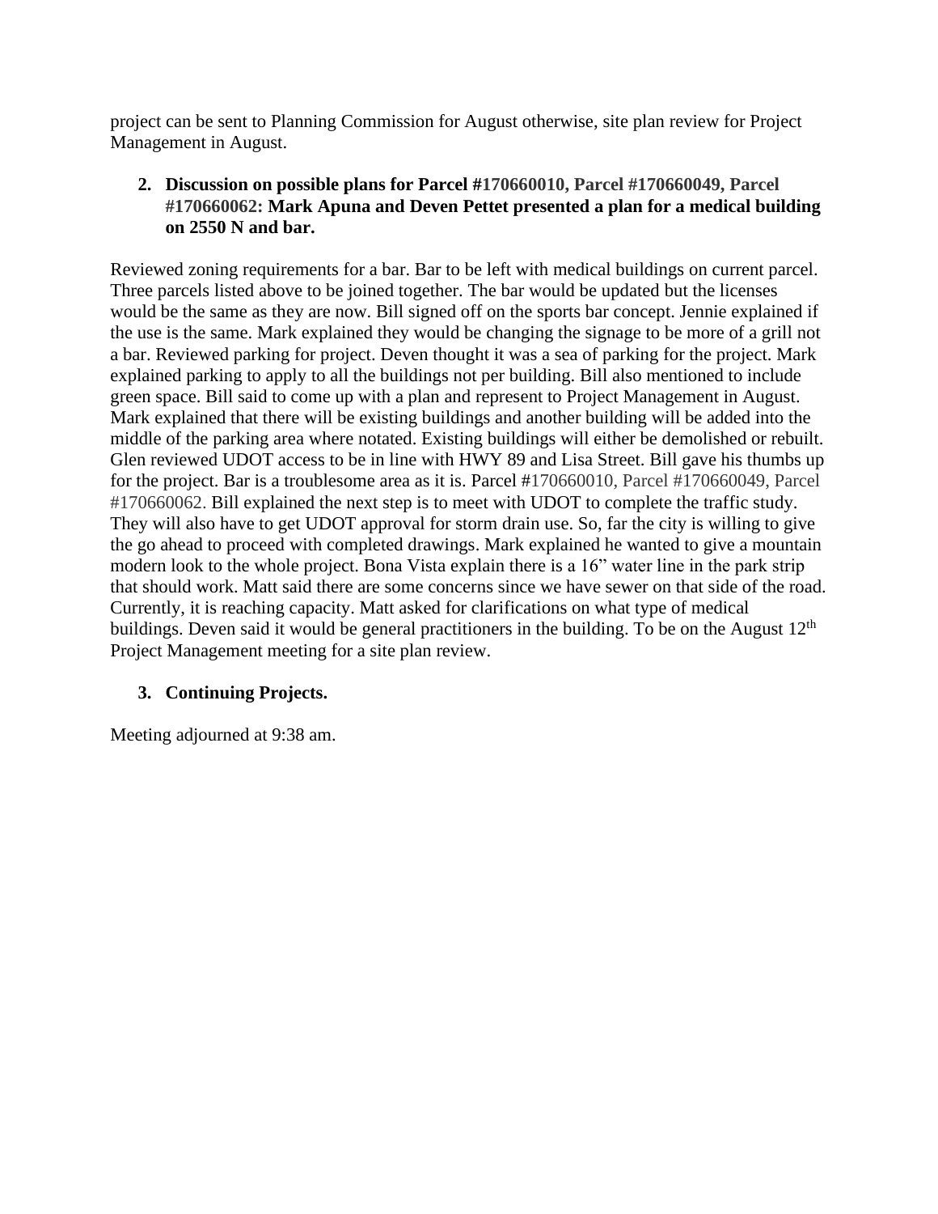project can be sent to Planning Commission for August otherwise, site plan review for Project Management in August.

2. **Discussion on possible plans for Parcel #170660010, Parcel #170660049, Parcel #170660062: Mark Apuna and Deven Pettet presented a plan for a medical building on 2550 N and bar.**

Reviewed zoning requirements for a bar. Bar to be left with medical buildings on current parcel. Three parcels listed above to be joined together. The bar would be updated but the licenses would be the same as they are now. Bill signed off on the sports bar concept. Jennie explained if the use is the same. Mark explained they would be changing the signage to be more of a grill not a bar. Reviewed parking for project. Deven thought it was a sea of parking for the project. Mark explained parking to apply to all the buildings not per building. Bill also mentioned to include green space. Bill said to come up with a plan and represent to Project Management in August. Mark explained that there will be existing buildings and another building will be added into the middle of the parking area where notated. Existing buildings will either be demolished or rebuilt. Glen reviewed UDOT access to be in line with HWY 89 and Lisa Street. Bill gave his thumbs up for the project. Bar is a troublesome area as it is. Parcel #170660010, Parcel #170660049, Parcel #170660062. Bill explained the next step is to meet with UDOT to complete the traffic study. They will also have to get UDOT approval for storm drain use. So, far the city is willing to give the go ahead to proceed with completed drawings. Mark explained he wanted to give a mountain modern look to the whole project. Bona Vista explain there is a 16" water line in the park strip that should work. Matt said there are some concerns since we have sewer on that side of the road. Currently, it is reaching capacity. Matt asked for clarifications on what type of medical buildings. Deven said it would be general practitioners in the building. To be on the August 12th Project Management meeting for a site plan review.

3. **Continuing Projects.**

Meeting adjourned at 9:38 am.